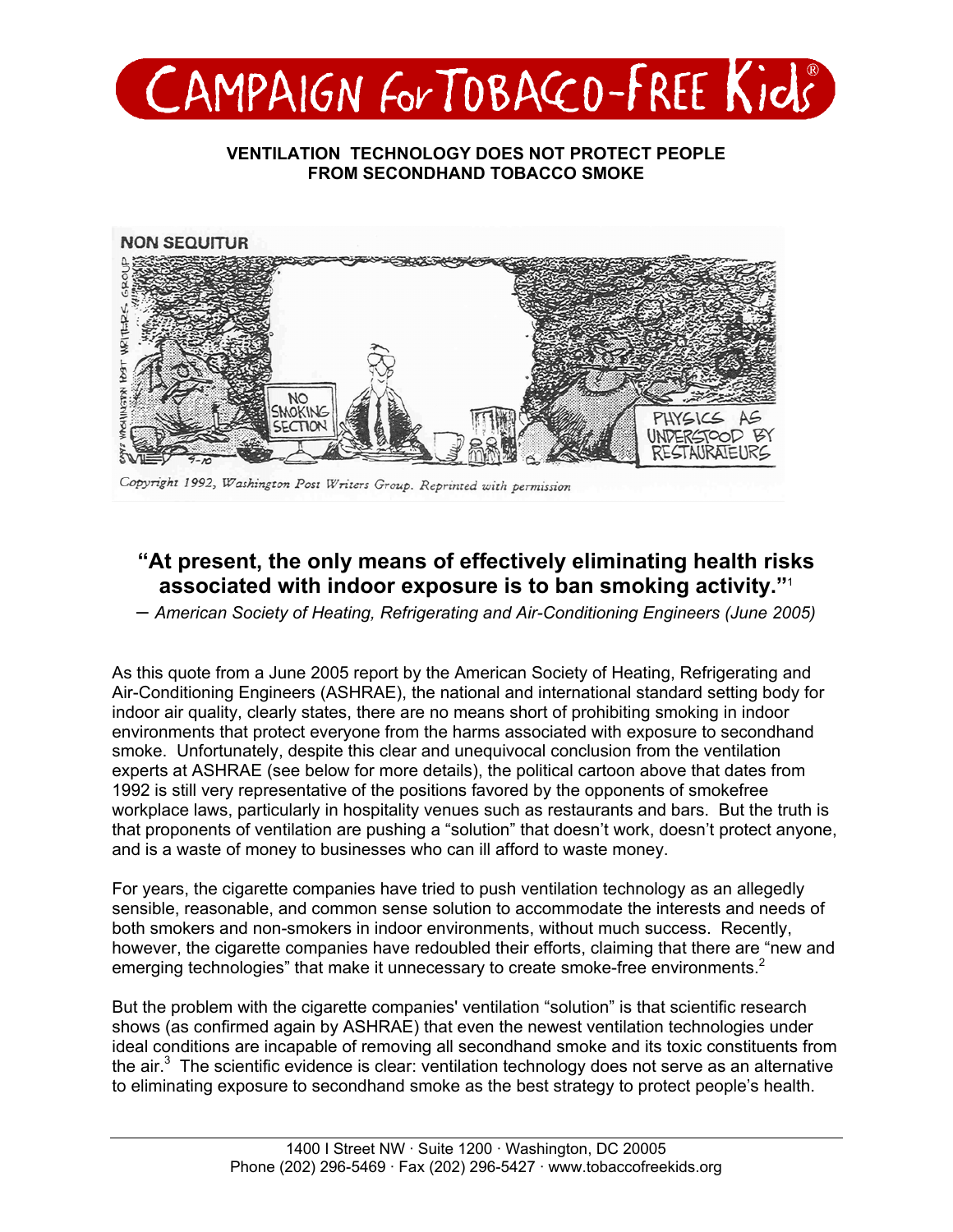# CAMPAIGN for TOBACCO-FREE Kids®

**VENTILATION TECHNOLOGY DOES NOT PROTECT PEOPLE FROM SECONDHAND TOBACCO SMOKE**

Copyright 1992, Washington Post Writers Group. Reprinted with permission

## "At present, the only means of effectively eliminating health risks associated with indoor exposure is to ban smoking activity."[1]

– *American Society of Heating, Refrigerating and Air-Conditioning Engineers (June 2005)*

As this quote from a June 2005 report by the American Society of Heating, Refrigerating and Air-Conditioning Engineers (ASHRAE), the national and international standard setting body for indoor air quality, clearly states, there are no means short of prohibiting smoking in indoor environments that protect everyone from the harms associated with exposure to secondhand smoke. Unfortunately, despite this clear and unequivocal conclusion from the ventilation experts at ASHRAE (see below for more details), the political cartoon above that dates from 1992 is still very representative of the positions favored by the opponents of smokefree workplace laws, particularly in hospitality venues such as restaurants and bars. But the truth is that proponents of ventilation are pushing a "solution" that doesn't work, doesn't protect anyone, and is a waste of money to businesses who can ill afford to waste money.

For years, the cigarette companies have tried to push ventilation technology as an allegedly sensible, reasonable, and common sense solution to accommodate the interests and needs of both smokers and non-smokers in indoor environments, without much success. Recently, however, the cigarette companies have redoubled their efforts, claiming that there are "new and emerging technologies" that make it unnecessary to create smoke-free environments.[2]

But the problem with the cigarette companies' ventilation "solution" is that scientific research shows (as confirmed again by ASHRAE) that even the newest ventilation technologies under ideal conditions are incapable of removing all secondhand smoke and its toxic constituents from the air.[3] The scientific evidence is clear: ventilation technology does not serve as an alternative to eliminating exposure to secondhand smoke as the best strategy to protect people's health.

1400 I Street NW · Suite 1200 · Washington, DC 20005
Phone (202) 296-5469 · Fax (202) 296-5427 · www.tobaccofreekids.org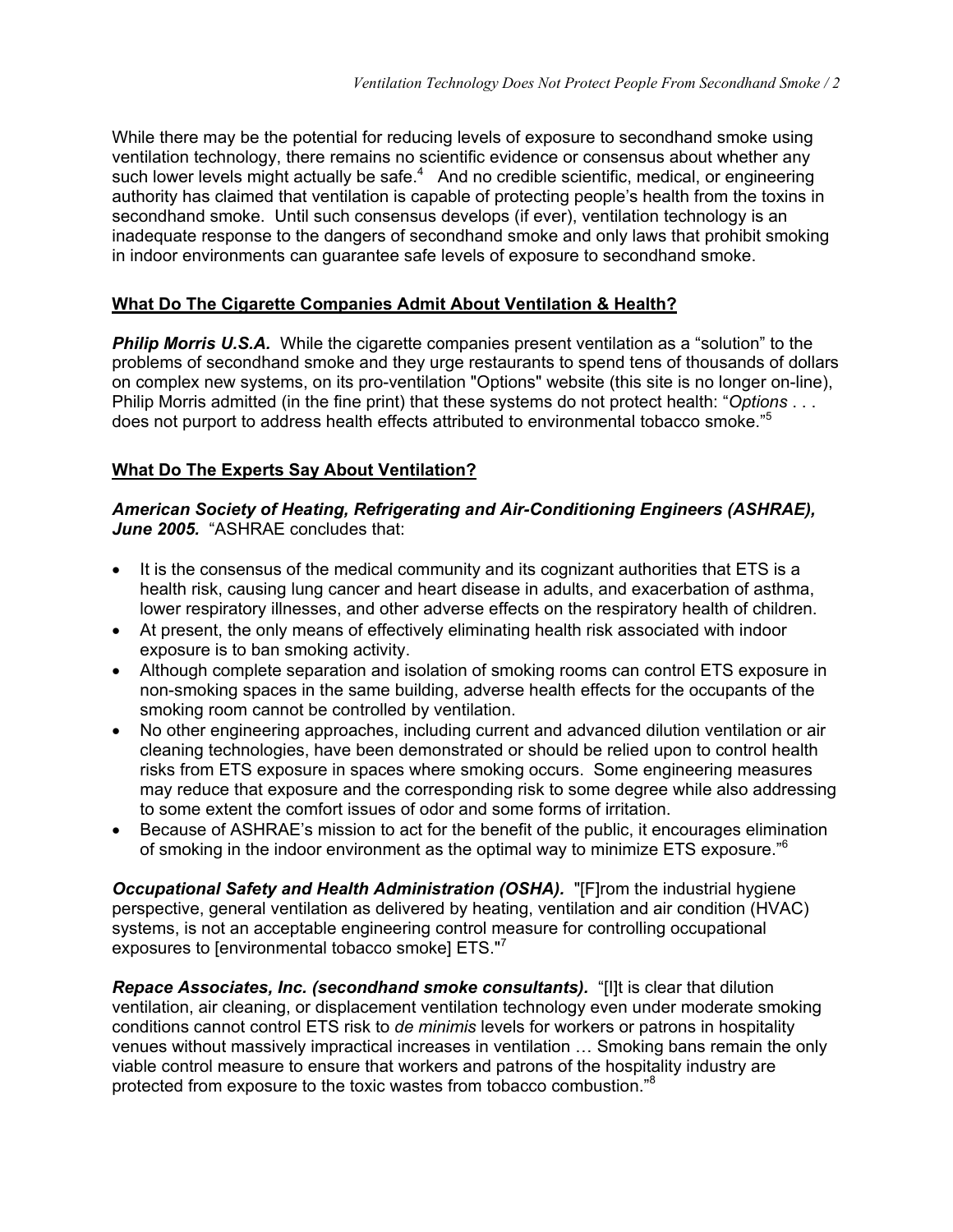While there may be the potential for reducing levels of exposure to secondhand smoke using ventilation technology, there remains no scientific evidence or consensus about whether any such lower levels might actually be safe.[4] And no credible scientific, medical, or engineering authority has claimed that ventilation is capable of protecting people's health from the toxins in secondhand smoke. Until such consensus develops (if ever), ventilation technology is an inadequate response to the dangers of secondhand smoke and only laws that prohibit smoking in indoor environments can guarantee safe levels of exposure to secondhand smoke.

## What Do The Cigarette Companies Admit About Ventilation & Health?

***Philip Morris U.S.A.*** While the cigarette companies present ventilation as a "solution" to the problems of secondhand smoke and they urge restaurants to spend tens of thousands of dollars on complex new systems, on its pro-ventilation "Options" website (this site is no longer on-line), Philip Morris admitted (in the fine print) that these systems do not protect health: "*Options* . . . does not purport to address health effects attributed to environmental tobacco smoke."[5]

## What Do The Experts Say About Ventilation?

***American Society of Heating, Refrigerating and Air-Conditioning Engineers (ASHRAE), June 2005.*** "ASHRAE concludes that:

- It is the consensus of the medical community and its cognizant authorities that ETS is a health risk, causing lung cancer and heart disease in adults, and exacerbation of asthma, lower respiratory illnesses, and other adverse effects on the respiratory health of children.
- At present, the only means of effectively eliminating health risk associated with indoor exposure is to ban smoking activity.
- Although complete separation and isolation of smoking rooms can control ETS exposure in non-smoking spaces in the same building, adverse health effects for the occupants of the smoking room cannot be controlled by ventilation.
- No other engineering approaches, including current and advanced dilution ventilation or air cleaning technologies, have been demonstrated or should be relied upon to control health risks from ETS exposure in spaces where smoking occurs. Some engineering measures may reduce that exposure and the corresponding risk to some degree while also addressing to some extent the comfort issues of odor and some forms of irritation.
- Because of ASHRAE's mission to act for the benefit of the public, it encourages elimination of smoking in the indoor environment as the optimal way to minimize ETS exposure."[6]

***Occupational Safety and Health Administration (OSHA).*** "[F]rom the industrial hygiene perspective, general ventilation as delivered by heating, ventilation and air condition (HVAC) systems, is not an acceptable engineering control measure for controlling occupational exposures to [environmental tobacco smoke] ETS."[7]

***Repace Associates, Inc. (secondhand smoke consultants).*** "[I]t is clear that dilution ventilation, air cleaning, or displacement ventilation technology even under moderate smoking conditions cannot control ETS risk to *de minimis* levels for workers or patrons in hospitality venues without massively impractical increases in ventilation … Smoking bans remain the only viable control measure to ensure that workers and patrons of the hospitality industry are protected from exposure to the toxic wastes from tobacco combustion."[8]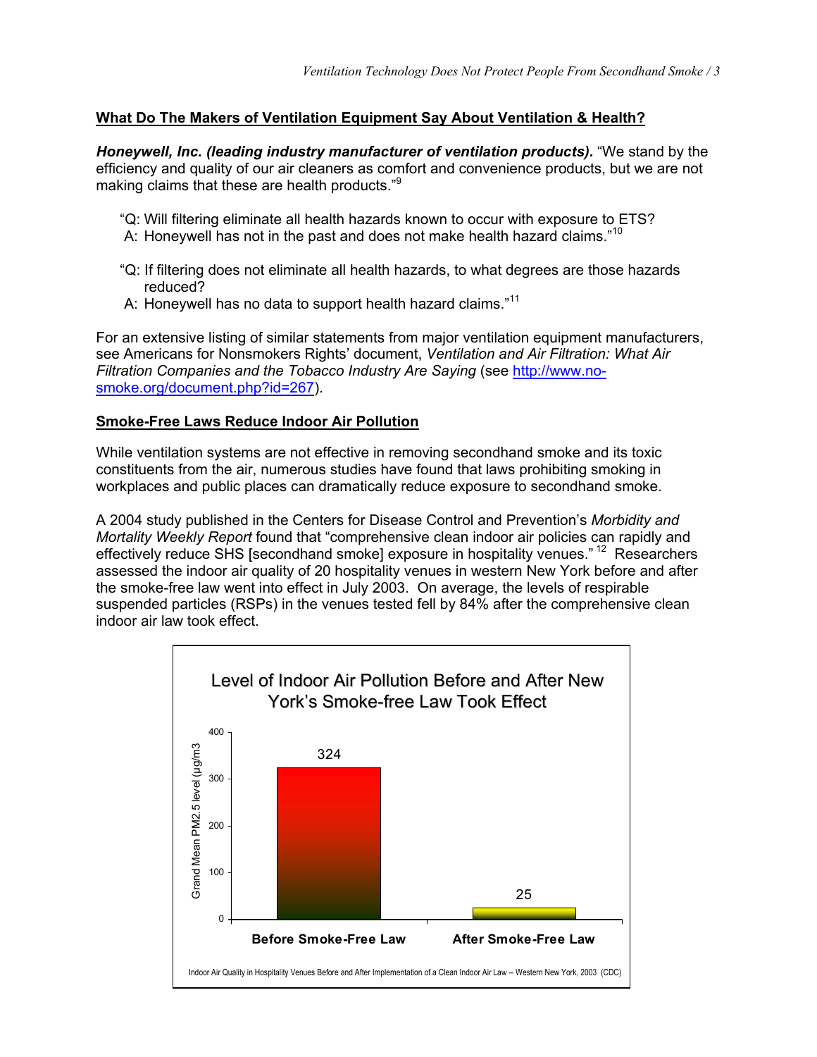## What Do The Makers of Ventilation Equipment Say About Ventilation & Health?

***Honeywell, Inc. (leading industry manufacturer of ventilation products).*** "We stand by the efficiency and quality of our air cleaners as comfort and convenience products, but we are not making claims that these are health products."[9]

> "Q: Will filtering eliminate all health hazards known to occur with exposure to ETS?
> A: Honeywell has not in the past and does not make health hazard claims."[10]
>
> "Q: If filtering does not eliminate all health hazards, to what degrees are those hazards reduced?
> A: Honeywell has no data to support health hazard claims."[11]

For an extensive listing of similar statements from major ventilation equipment manufacturers, see Americans for Nonsmokers Rights' document, *Ventilation and Air Filtration: What Air Filtration Companies and the Tobacco Industry Are Saying* (see http://www.no-smoke.org/document.php?id=267).

## Smoke-Free Laws Reduce Indoor Air Pollution

While ventilation systems are not effective in removing secondhand smoke and its toxic constituents from the air, numerous studies have found that laws prohibiting smoking in workplaces and public places can dramatically reduce exposure to secondhand smoke.

A 2004 study published in the Centers for Disease Control and Prevention's *Morbidity and Mortality Weekly Report* found that "comprehensive clean indoor air policies can rapidly and effectively reduce SHS [secondhand smoke] exposure in hospitality venues." [12] Researchers assessed the indoor air quality of 20 hospitality venues in western New York before and after the smoke-free law went into effect in July 2003. On average, the levels of respirable suspended particles (RSPs) in the venues tested fell by 84% after the comprehensive clean indoor air law took effect.

**Level of Indoor Air Pollution Before and After New York's Smoke-free Law Took Effect**

| | Grand Mean PM2.5 level (µg/m3) |
|---|---|
| Before Smoke-Free Law | 324 |
| After Smoke-Free Law | 25 |

Indoor Air Quality in Hospitality Venues Before and After Implementation of a Clean Indoor Air Law -- Western New York, 2003 (CDC)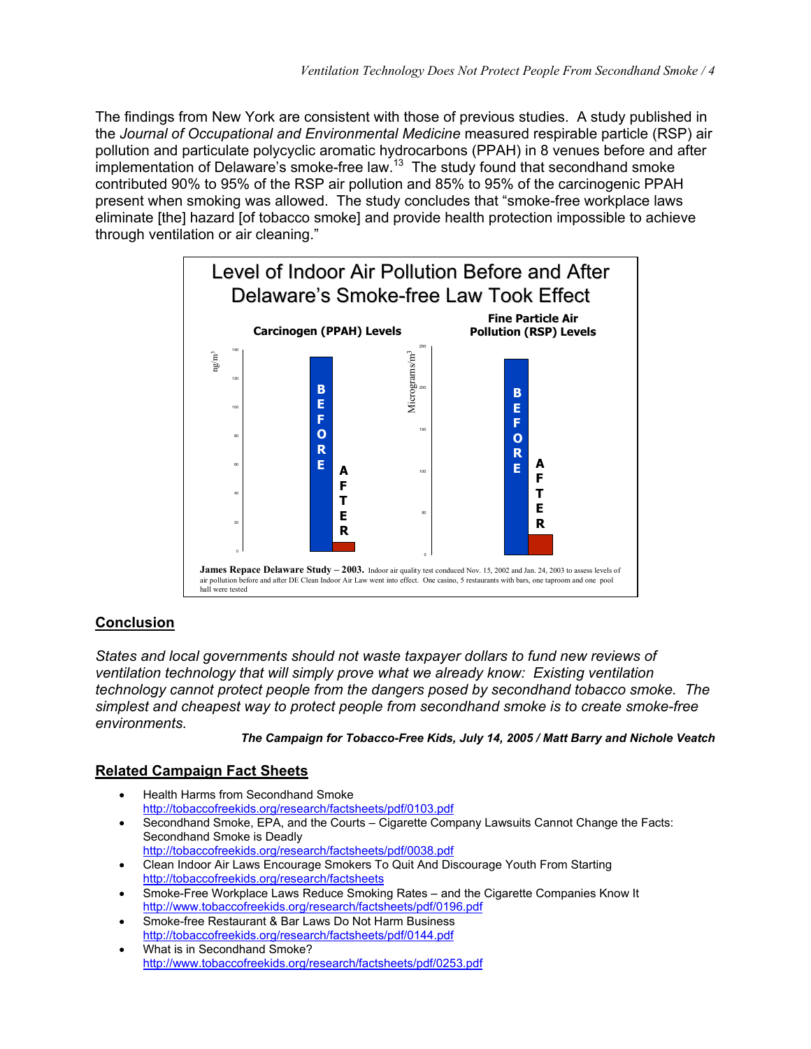The findings from New York are consistent with those of previous studies. A study published in the *Journal of Occupational and Environmental Medicine* measured respirable particle (RSP) air pollution and particulate polycyclic aromatic hydrocarbons (PPAH) in 8 venues before and after implementation of Delaware's smoke-free law.[13] The study found that secondhand smoke contributed 90% to 95% of the RSP air pollution and 85% to 95% of the carcinogenic PPAH present when smoking was allowed. The study concludes that "smoke-free workplace laws eliminate [the] hazard [of tobacco smoke] and provide health protection impossible to achieve through ventilation or air cleaning."

**Level of Indoor Air Pollution Before and After Delaware's Smoke-free Law Took Effect**

**Carcinogen (PPAH) Levels** | **Fine Particle Air Pollution (RSP) Levels**

**James Repace Delaware Study – 2003.** Indoor air quality test conducted Nov. 15, 2002 and Jan. 24, 2003 to assess levels of air pollution before and after DE Clean Indoor Air Law went into effect. One casino, 5 restaurants with bars, one taproom and one pool hall were tested

## Conclusion

*States and local governments should not waste taxpayer dollars to fund new reviews of ventilation technology that will simply prove what we already know: Existing ventilation technology cannot protect people from the dangers posed by secondhand tobacco smoke. The simplest and cheapest way to protect people from secondhand smoke is to create smoke-free environments.*

***The Campaign for Tobacco-Free Kids, July 14, 2005 / Matt Barry and Nichole Veatch***

## Related Campaign Fact Sheets

- Health Harms from Secondhand Smoke
  http://tobaccofreekids.org/research/factsheets/pdf/0103.pdf
- Secondhand Smoke, EPA, and the Courts – Cigarette Company Lawsuits Cannot Change the Facts: Secondhand Smoke is Deadly
  http://tobaccofreekids.org/research/factsheets/pdf/0038.pdf
- Clean Indoor Air Laws Encourage Smokers To Quit And Discourage Youth From Starting
  http://tobaccofreekids.org/research/factsheets
- Smoke-Free Workplace Laws Reduce Smoking Rates – and the Cigarette Companies Know It
  http://www.tobaccofreekids.org/research/factsheets/pdf/0196.pdf
- Smoke-free Restaurant & Bar Laws Do Not Harm Business
  http://tobaccofreekids.org/research/factsheets/pdf/0144.pdf
- What is in Secondhand Smoke?
  http://www.tobaccofreekids.org/research/factsheets/pdf/0253.pdf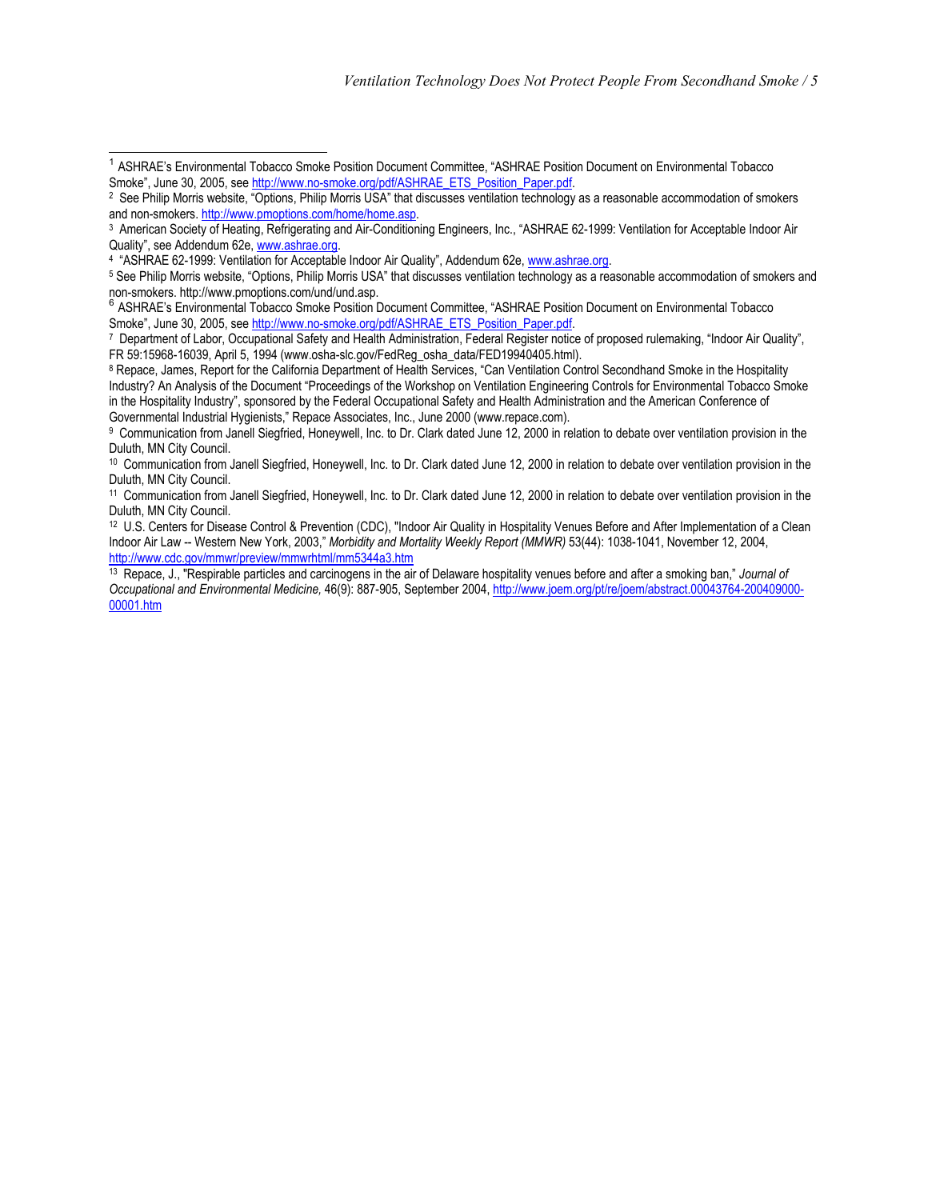[1] ASHRAE's Environmental Tobacco Smoke Position Document Committee, "ASHRAE Position Document on Environmental Tobacco Smoke", June 30, 2005, see http://www.no-smoke.org/pdf/ASHRAE_ETS_Position_Paper.pdf.

[2] See Philip Morris website, "Options, Philip Morris USA" that discusses ventilation technology as a reasonable accommodation of smokers and non-smokers. http://www.pmoptions.com/home/home.asp.

[3] American Society of Heating, Refrigerating and Air-Conditioning Engineers, Inc., "ASHRAE 62-1999: Ventilation for Acceptable Indoor Air Quality", see Addendum 62e, www.ashrae.org.

[4] "ASHRAE 62-1999: Ventilation for Acceptable Indoor Air Quality", Addendum 62e, www.ashrae.org.

[5] See Philip Morris website, "Options, Philip Morris USA" that discusses ventilation technology as a reasonable accommodation of smokers and non-smokers. http://www.pmoptions.com/und/und.asp.

[6] ASHRAE's Environmental Tobacco Smoke Position Document Committee, "ASHRAE Position Document on Environmental Tobacco Smoke", June 30, 2005, see http://www.no-smoke.org/pdf/ASHRAE_ETS_Position_Paper.pdf.

[7] Department of Labor, Occupational Safety and Health Administration, Federal Register notice of proposed rulemaking, "Indoor Air Quality", FR 59:15968-16039, April 5, 1994 (www.osha-slc.gov/FedReg_osha_data/FED19940405.html).

[8] Repace, James, Report for the California Department of Health Services, "Can Ventilation Control Secondhand Smoke in the Hospitality Industry? An Analysis of the Document "Proceedings of the Workshop on Ventilation Engineering Controls for Environmental Tobacco Smoke in the Hospitality Industry", sponsored by the Federal Occupational Safety and Health Administration and the American Conference of Governmental Industrial Hygienists," Repace Associates, Inc., June 2000 (www.repace.com).

[9] Communication from Janell Siegfried, Honeywell, Inc. to Dr. Clark dated June 12, 2000 in relation to debate over ventilation provision in the Duluth, MN City Council.

[10] Communication from Janell Siegfried, Honeywell, Inc. to Dr. Clark dated June 12, 2000 in relation to debate over ventilation provision in the Duluth, MN City Council.

[11] Communication from Janell Siegfried, Honeywell, Inc. to Dr. Clark dated June 12, 2000 in relation to debate over ventilation provision in the Duluth, MN City Council.

[12] U.S. Centers for Disease Control & Prevention (CDC), "Indoor Air Quality in Hospitality Venues Before and After Implementation of a Clean Indoor Air Law -- Western New York, 2003," *Morbidity and Mortality Weekly Report (MMWR)* 53(44): 1038-1041, November 12, 2004, http://www.cdc.gov/mmwr/preview/mmwrhtml/mm5344a3.htm

[13] Repace, J., "Respirable particles and carcinogens in the air of Delaware hospitality venues before and after a smoking ban," *Journal of Occupational and Environmental Medicine,* 46(9): 887-905, September 2004, http://www.joem.org/pt/re/joem/abstract.00043764-200409000-00001.htm